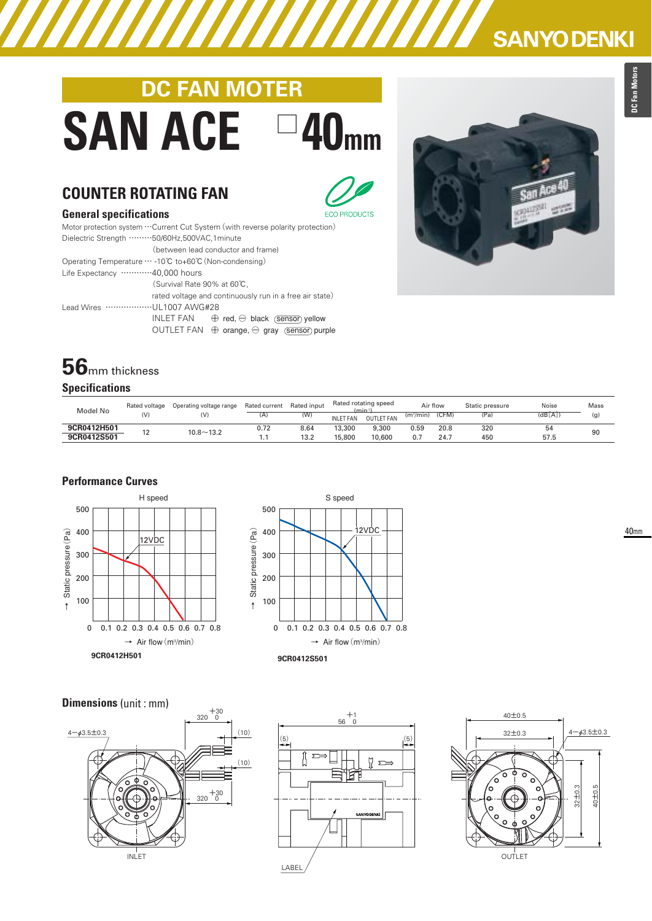SANYO DENKI

# DC FAN MOTER

# SAN ACE □40mm

## COUNTER ROTATING FAN

ECO PRODUCTS

### General specifications

Motor protection system ···Current Cut System (with reverse polarity protection)
Dielectric Strength ·········50/60Hz,500VAC,1minute
(between lead conductor and frame)
Operating Temperature ··· -10℃ to+60℃ (Non-condensing)
Life Expectancy ············40,000 hours
(Survival Rate 90% at 60℃,
rated voltage and continuously run in a free air state)
Lead Wires ···················UL1007 AWG#28
INLET FAN ⊕ red, ⊖ black (sensor) yellow
OUTLET FAN ⊕ orange, ⊖ gray (sensor) purple

## 56mm thickness

### Specifications

| Model No | Rated voltage (V) | Operating voltage range (V) | Rated current (A) | Rated input (W) | Rated rotating speed (min⁻¹) INLET FAN | OUTLET FAN | Air flow (m³/min) | (CFM) | Static pressure (Pa) | Noise (dB[A]) | Mass (g) |
|---|---|---|---|---|---|---|---|---|---|---|---|
| 9CR0412H501 | 12 | 10.8～13.2 | 0.72 | 8.64 | 13,300 | 9,300 | 0.59 | 20.8 | 320 | 54 | 90 |
| 9CR0412S501 | | | 1.1 | 13.2 | 15,800 | 10,600 | 0.7 | 24.7 | 450 | 57.5 | |

### Performance Curves

H speed — 12VDC — → Static pressure (Pa) vs → Air flow (m³/min)
9CR0412H501

S speed — 12VDC — → Static pressure (Pa) vs → Air flow (m³/min)
9CR0412S501

### Dimensions (unit : mm)

4−ϕ3.5±0.3, 320 +30/0, (10), (10), 320 +30/0
INLET

56 +1/0, (5), (5)
SANYO DENKI
LABEL

40±0.5, 32±0.3, 4−ϕ3.5±0.3, 32±0.3, 40±0.5
OUTLET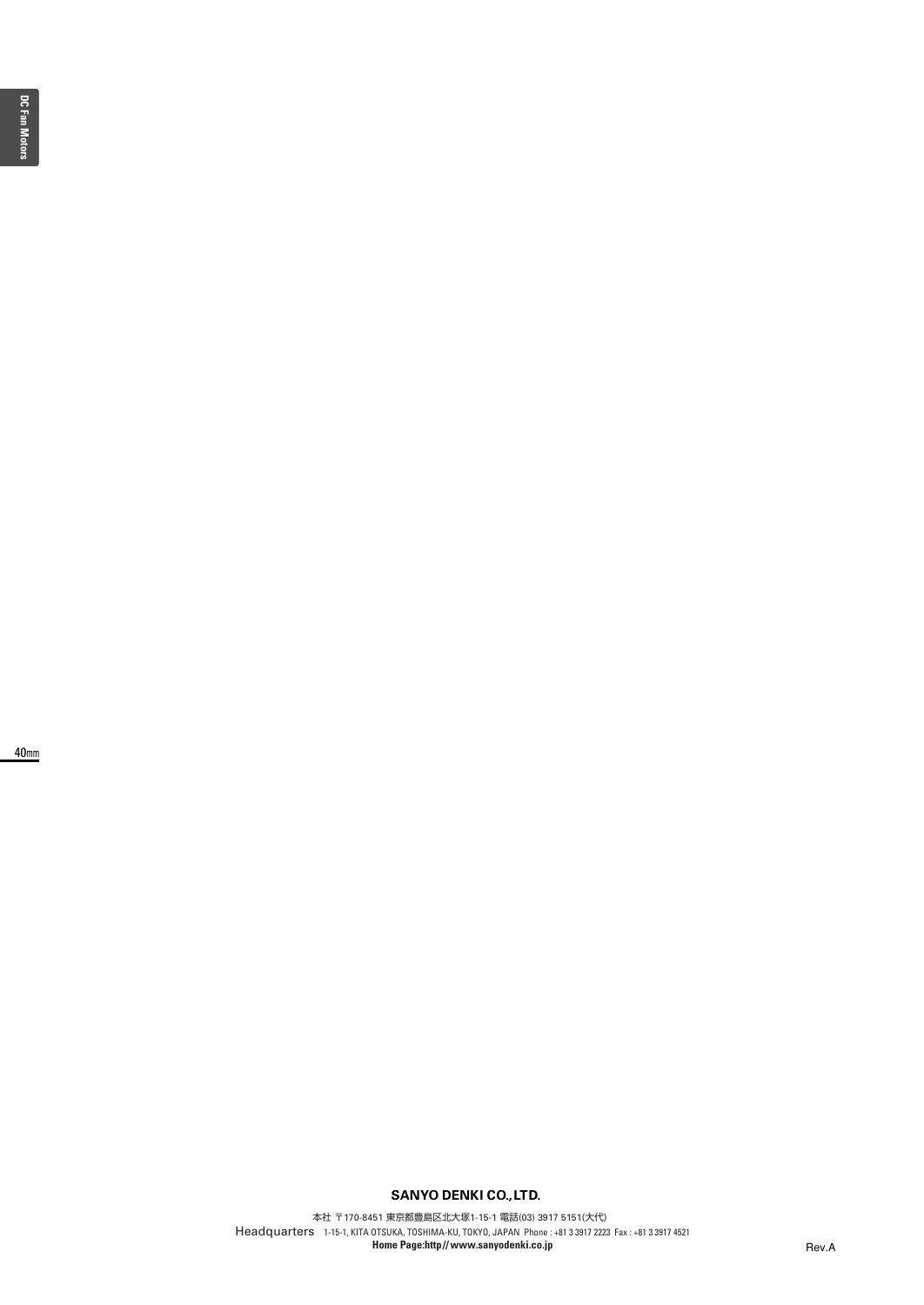**SANYO DENKI CO., LTD.**

本社 〒170-8451 東京都豊島区北大塚1-15-1 電話(03) 3917 5151(大代)

Headquarters 1-15-1, KITA OTSUKA, TOSHIMA-KU, TOKYO, JAPAN Phone : +81 3 3917 2223 Fax : +81 3 3917 4521

**Home Page:http// www.sanyodenki.co.jp**

Rev.A